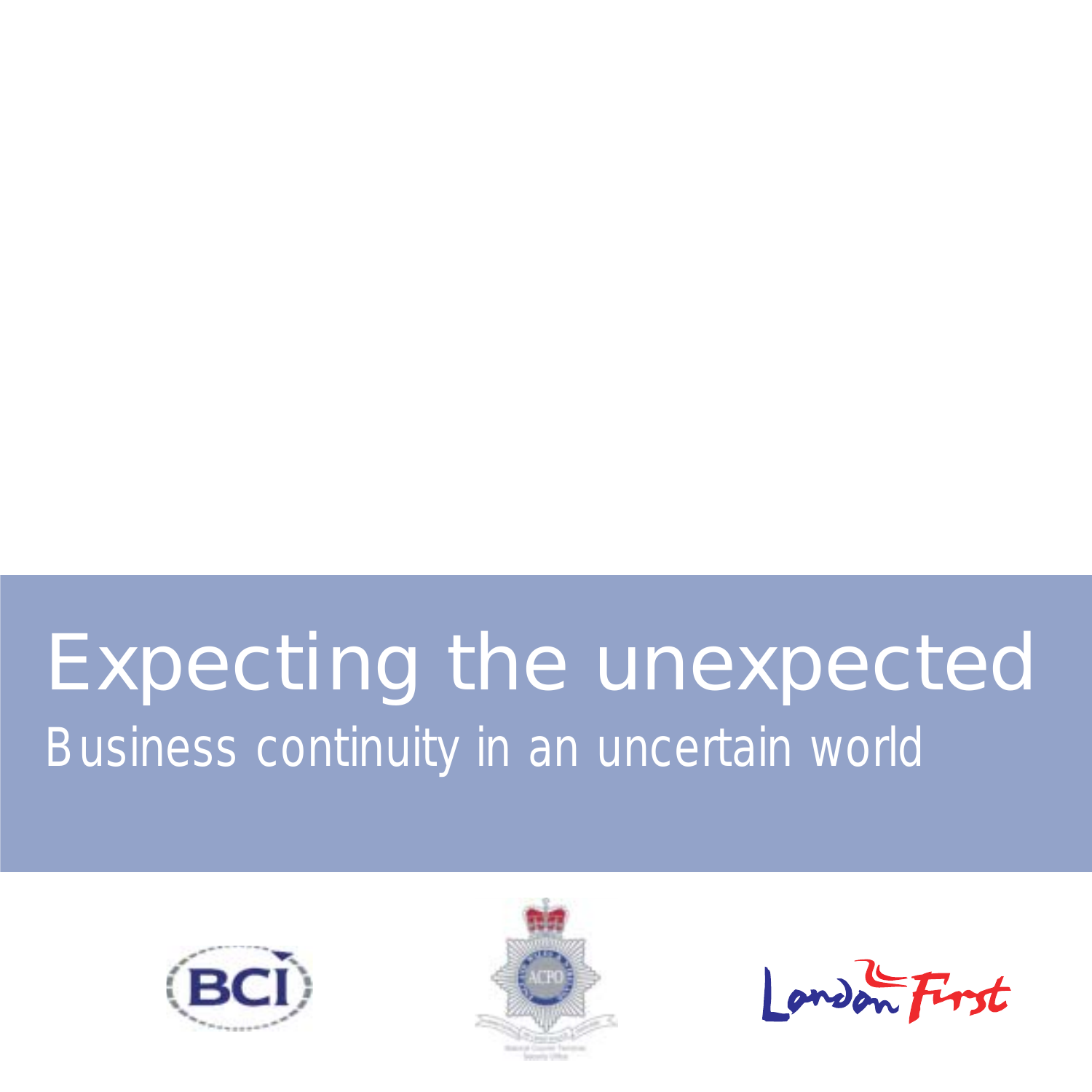# Expecting the unexpected

## Business continuity in an uncertain world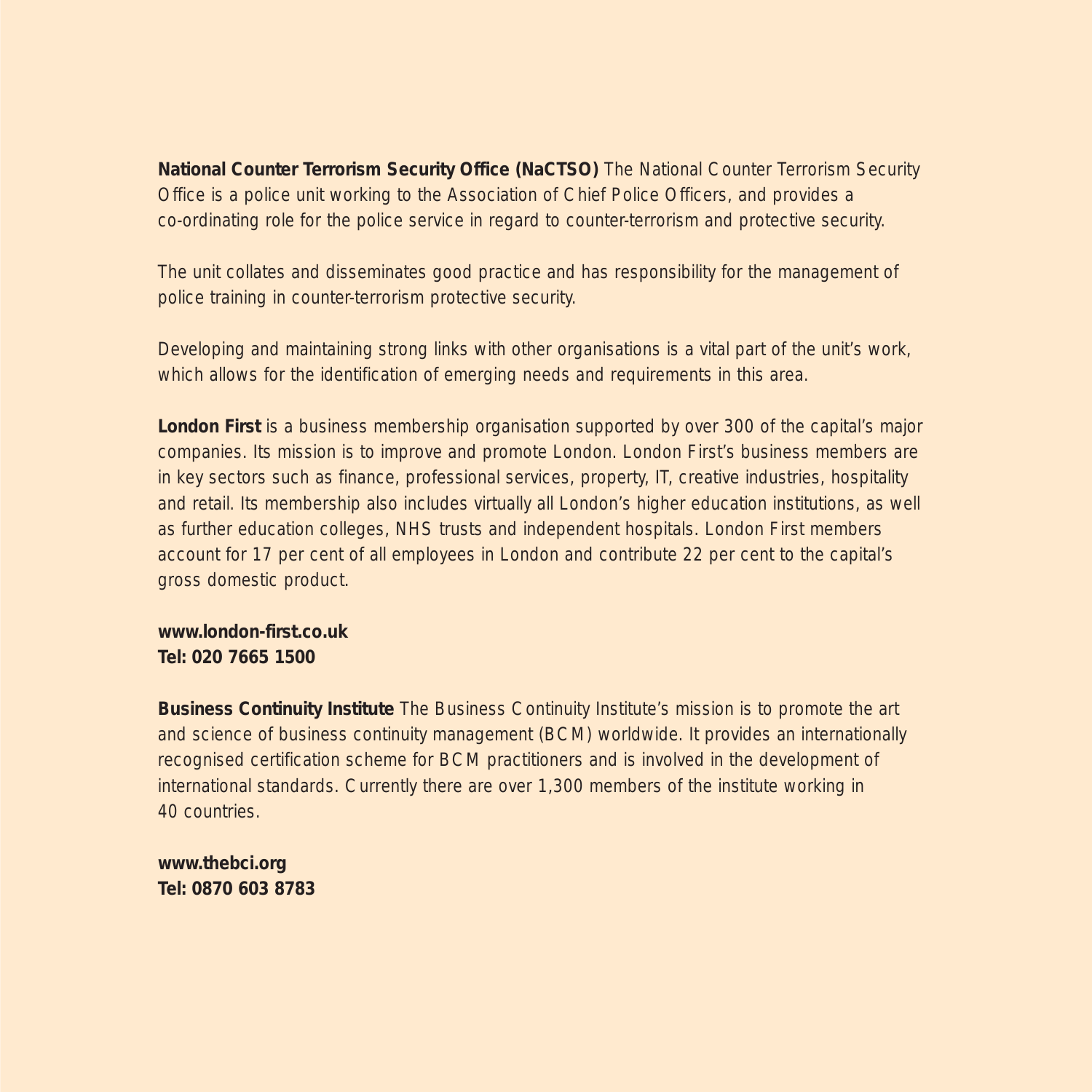**National Counter Terrorism Security Office (NaCTSO)** The National Counter Terrorism Security Office is a police unit working to the Association of Chief Police Officers, and provides a co-ordinating role for the police service in regard to counter-terrorism and protective security.

The unit collates and disseminates good practice and has responsibility for the management of police training in counter-terrorism protective security.

Developing and maintaining strong links with other organisations is a vital part of the unit's work, which allows for the identification of emerging needs and requirements in this area.

**London First** is a business membership organisation supported by over 300 of the capital's major companies. Its mission is to improve and promote London. London First's business members are in key sectors such as finance, professional services, property, IT, creative industries, hospitality and retail. Its membership also includes virtually all London's higher education institutions, as well as further education colleges, NHS trusts and independent hospitals. London First members account for 17 per cent of all employees in London and contribute 22 per cent to the capital's gross domestic product.

**www.london-first.co.uk**
**Tel: 020 7665 1500**

**Business Continuity Institute** The Business Continuity Institute's mission is to promote the art and science of business continuity management (BCM) worldwide. It provides an internationally recognised certification scheme for BCM practitioners and is involved in the development of international standards. Currently there are over 1,300 members of the institute working in 40 countries.

**www.thebci.org**
**Tel: 0870 603 8783**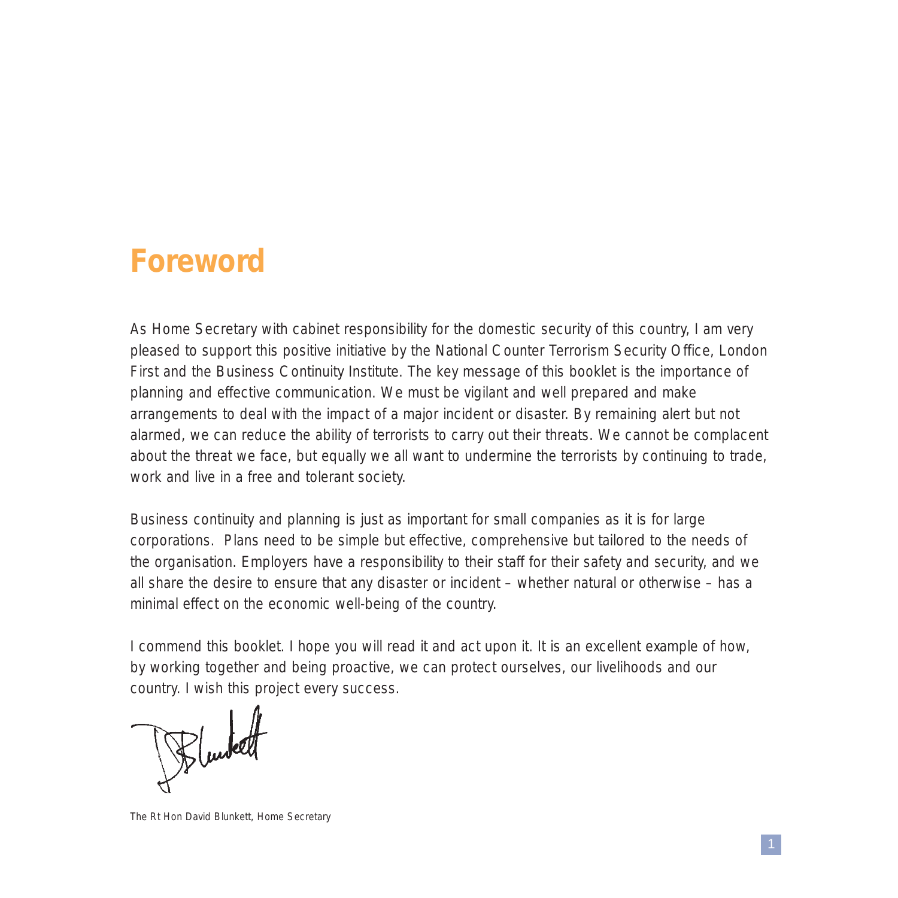# Foreword

As Home Secretary with cabinet responsibility for the domestic security of this country, I am very pleased to support this positive initiative by the National Counter Terrorism Security Office, London First and the Business Continuity Institute. The key message of this booklet is the importance of planning and effective communication. We must be vigilant and well prepared and make arrangements to deal with the impact of a major incident or disaster. By remaining alert but not alarmed, we can reduce the ability of terrorists to carry out their threats. We cannot be complacent about the threat we face, but equally we all want to undermine the terrorists by continuing to trade, work and live in a free and tolerant society.

Business continuity and planning is just as important for small companies as it is for large corporations. Plans need to be simple but effective, comprehensive but tailored to the needs of the organisation. Employers have a responsibility to their staff for their safety and security, and we all share the desire to ensure that any disaster or incident – whether natural or otherwise – has a minimal effect on the economic well-being of the country.

I commend this booklet. I hope you will read it and act upon it. It is an excellent example of how, by working together and being proactive, we can protect ourselves, our livelihoods and our country. I wish this project every success.

*The Rt Hon David Blunkett, Home Secretary*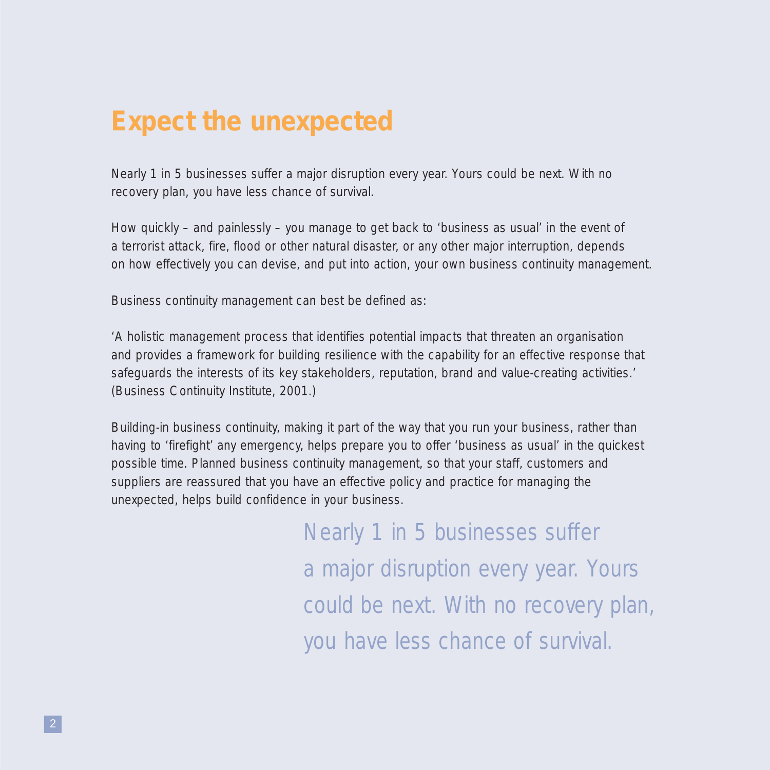# Expect the unexpected

Nearly 1 in 5 businesses suffer a major disruption every year. Yours could be next. With no recovery plan, you have less chance of survival.

How quickly – and painlessly – you manage to get back to 'business as usual' in the event of a terrorist attack, fire, flood or other natural disaster, or any other major interruption, depends on how effectively you can devise, and put into action, your own business continuity management.

Business continuity management can best be defined as:

'A holistic management process that identifies potential impacts that threaten an organisation and provides a framework for building resilience with the capability for an effective response that safeguards the interests of its key stakeholders, reputation, brand and value-creating activities.' (Business Continuity Institute, 2001.)

Building-in business continuity, making it part of the way that you run your business, rather than having to 'firefight' any emergency, helps prepare you to offer 'business as usual' in the quickest possible time. Planned business continuity management, so that your staff, customers and suppliers are reassured that you have an effective policy and practice for managing the unexpected, helps build confidence in your business.

Nearly 1 in 5 businesses suffer a major disruption every year. Yours could be next. With no recovery plan, you have less chance of survival.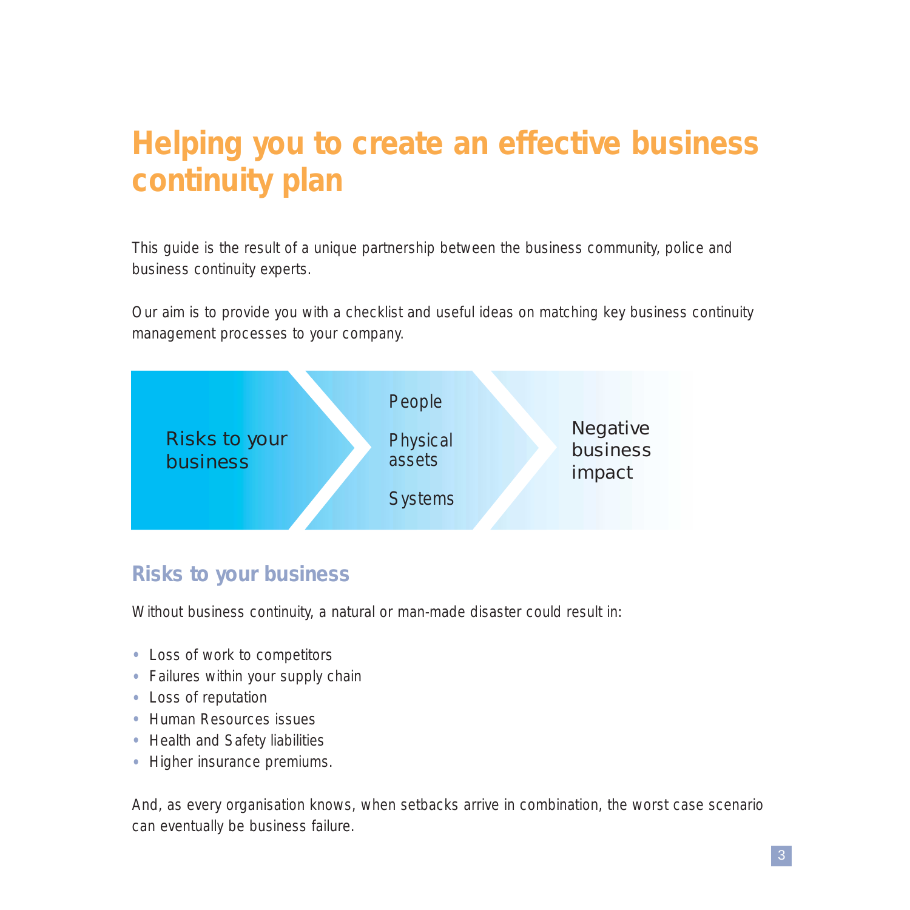# Helping you to create an effective business continuity plan

This guide is the result of a unique partnership between the business community, police and business continuity experts.

Our aim is to provide you with a checklist and useful ideas on matching key business continuity management processes to your company.

Risks to your business → People / Physical assets / Systems → Negative business impact

## Risks to your business

Without business continuity, a natural or man-made disaster could result in:

- Loss of work to competitors
- Failures within your supply chain
- Loss of reputation
- Human Resources issues
- Health and Safety liabilities
- Higher insurance premiums.

And, as every organisation knows, when setbacks arrive in combination, the worst case scenario can eventually be business failure.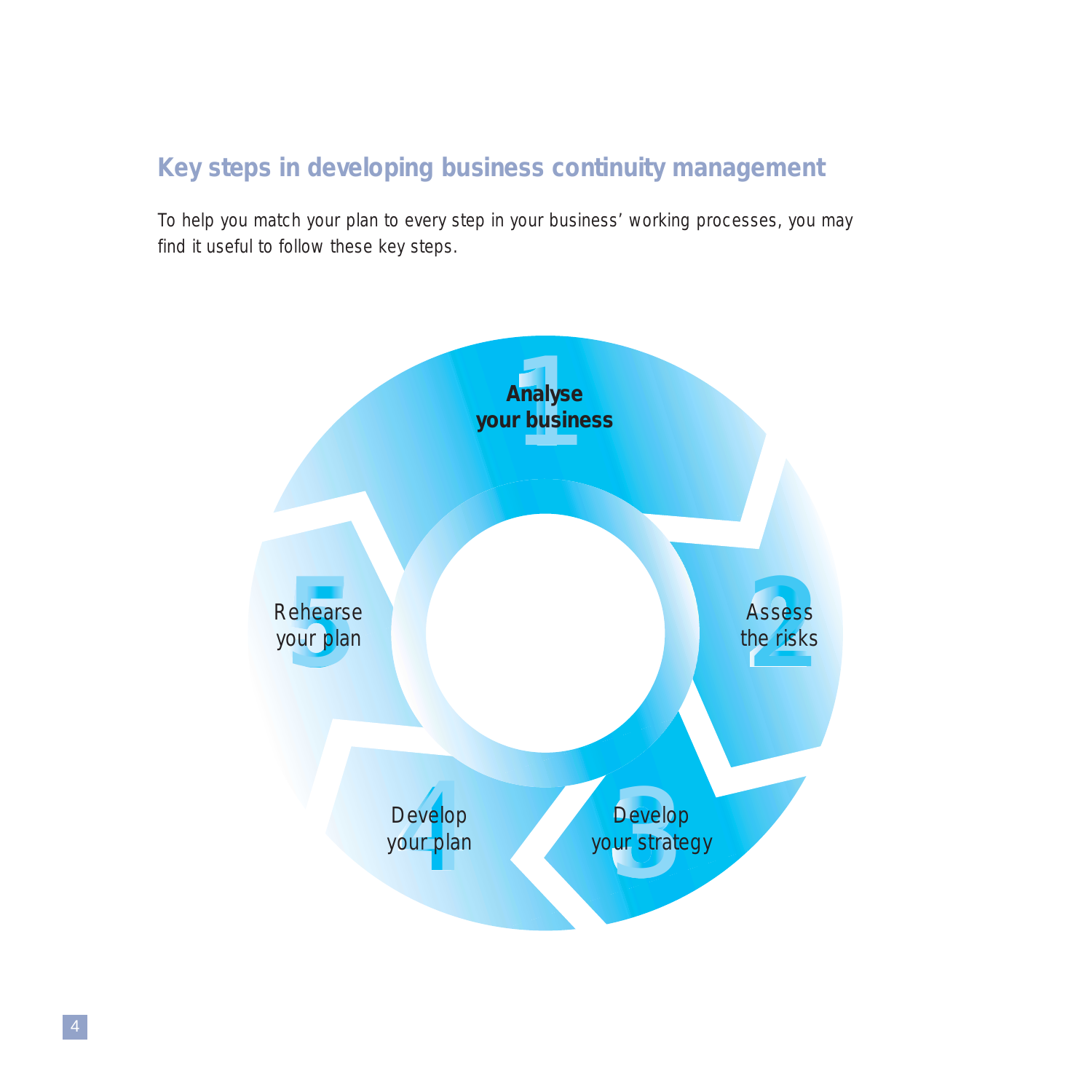## Key steps in developing business continuity management

To help you match your plan to every step in your business' working processes, you may find it useful to follow these key steps.

1. **Analyse your business**
2. Assess the risks
3. Develop your strategy
4. Develop your plan
5. Rehearse your plan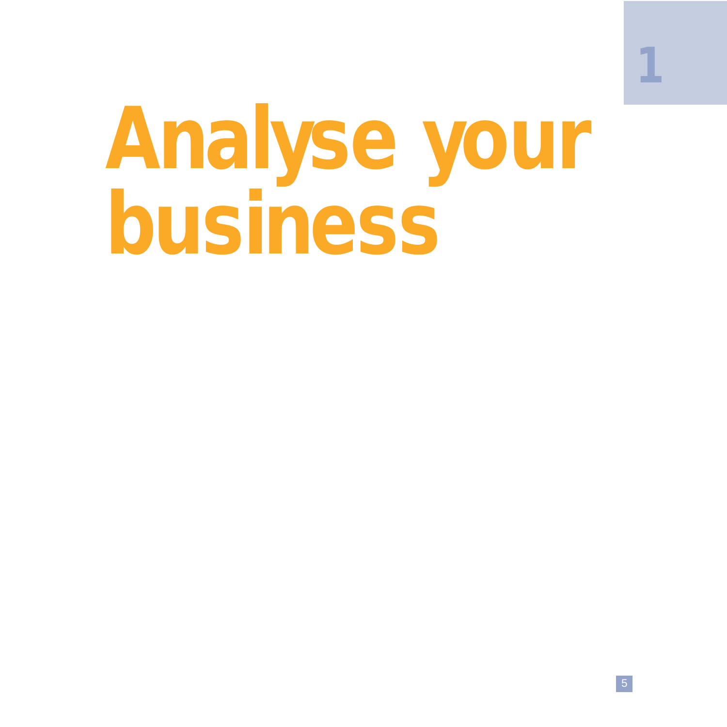1

# Analyse your business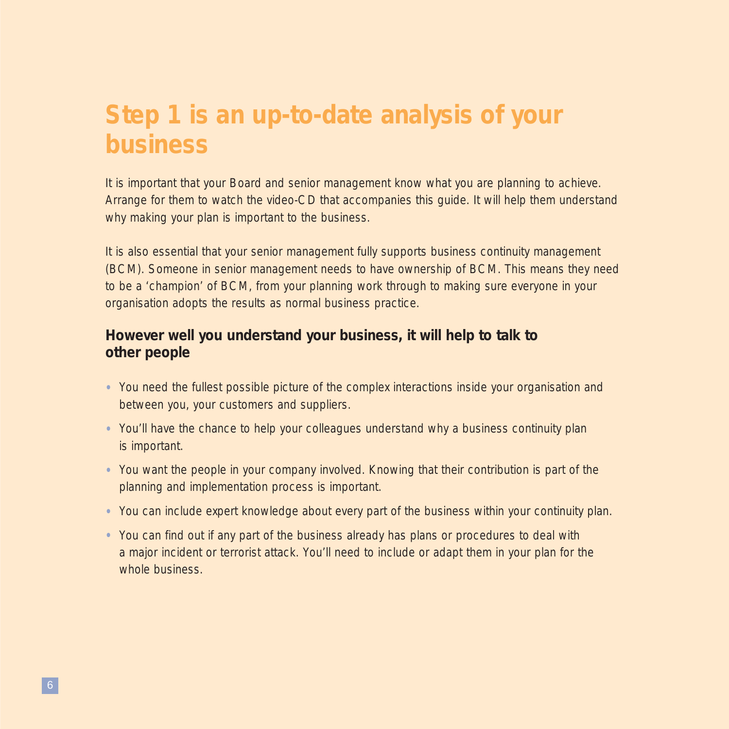# Step 1 is an up-to-date analysis of your business

It is important that your Board and senior management know what you are planning to achieve. Arrange for them to watch the video-CD that accompanies this guide. It will help them understand why making your plan is important to the business.

It is also essential that your senior management fully supports business continuity management (BCM). Someone in senior management needs to have ownership of BCM. This means they need to be a 'champion' of BCM, from your planning work through to making sure everyone in your organisation adopts the results as normal business practice.

## However well you understand your business, it will help to talk to other people

- You need the fullest possible picture of the complex interactions inside your organisation and between you, your customers and suppliers.
- You'll have the chance to help your colleagues understand why a business continuity plan is important.
- You want the people in your company involved. Knowing that their contribution is part of the planning and implementation process is important.
- You can include expert knowledge about every part of the business within your continuity plan.
- You can find out if any part of the business already has plans or procedures to deal with a major incident or terrorist attack. You'll need to include or adapt them in your plan for the whole business.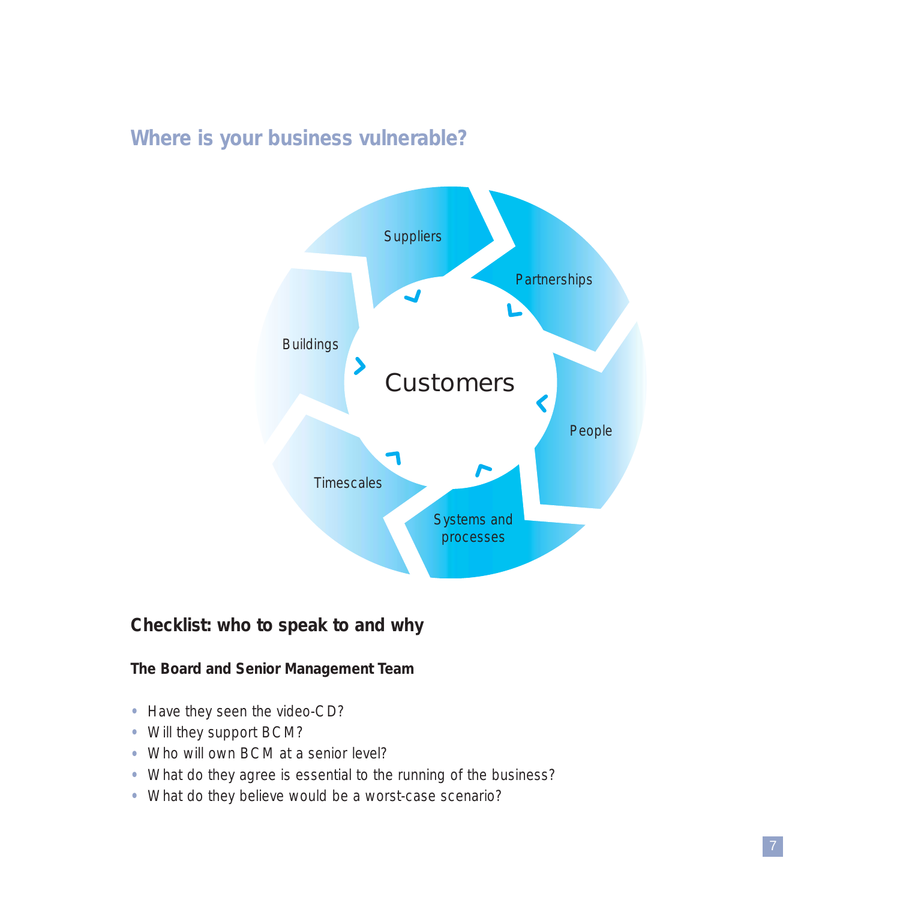## Where is your business vulnerable?

Suppliers

Partnerships

Buildings

Customers

People

Timescales

Systems and processes

### Checklist: who to speak to and why

**The Board and Senior Management Team**

- Have they seen the video-CD?
- Will they support BCM?
- Who will own BCM at a senior level?
- What do they agree is essential to the running of the business?
- What do they believe would be a worst-case scenario?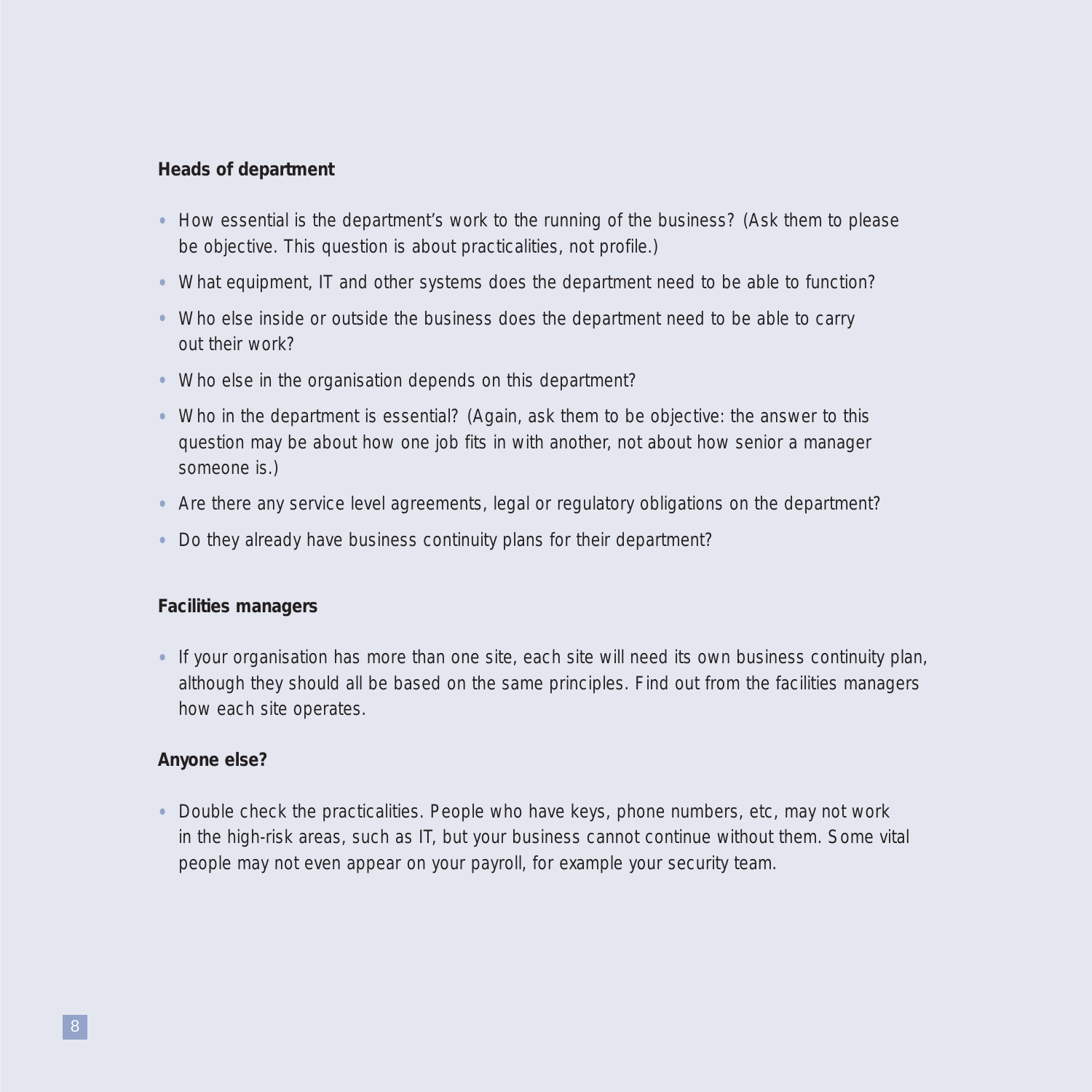**Heads of department**

- How essential is the department's work to the running of the business? (Ask them to please be objective. This question is about practicalities, not profile.)
- What equipment, IT and other systems does the department need to be able to function?
- Who else inside or outside the business does the department need to be able to carry out their work?
- Who else in the organisation depends on this department?
- Who in the department is essential? (Again, ask them to be objective: the answer to this question may be about how one job fits in with another, not about how senior a manager someone is.)
- Are there any service level agreements, legal or regulatory obligations on the department?
- Do they already have business continuity plans for their department?

**Facilities managers**

- If your organisation has more than one site, each site will need its own business continuity plan, although they should all be based on the same principles. Find out from the facilities managers how each site operates.

**Anyone else?**

- Double check the practicalities. People who have keys, phone numbers, etc, may not work in the high-risk areas, such as IT, but your business cannot continue without them. Some vital people may not even appear on your payroll, for example your security team.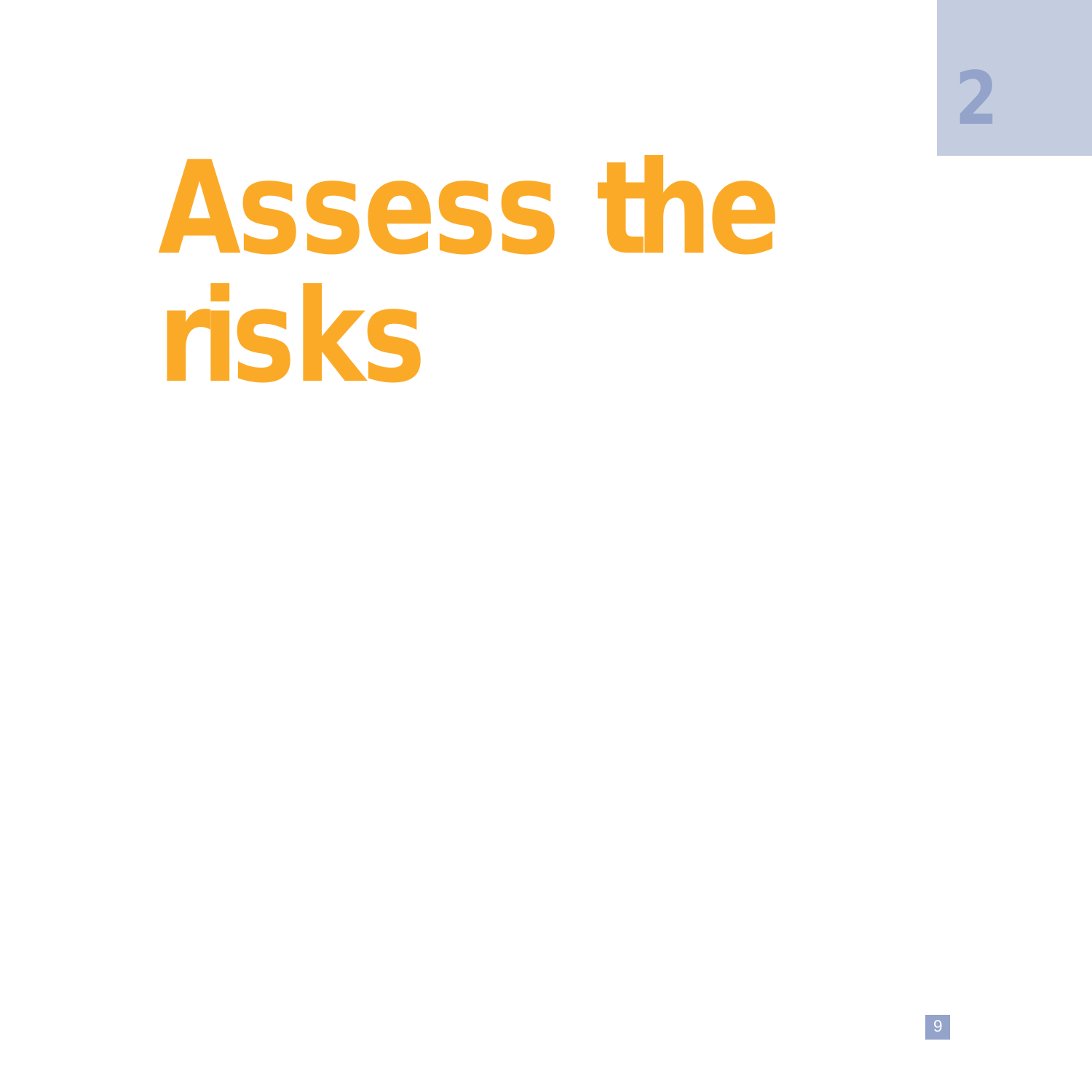2

# Assess the risks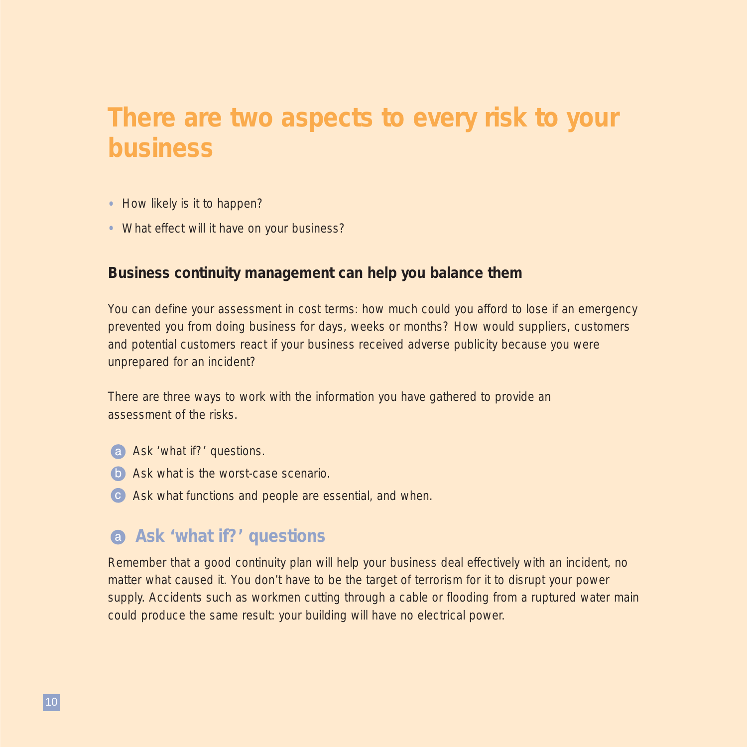# There are two aspects to every risk to your business

- How likely is it to happen?
- What effect will it have on your business?

### Business continuity management can help you balance them

You can define your assessment in cost terms: how much could you afford to lose if an emergency prevented you from doing business for days, weeks or months? How would suppliers, customers and potential customers react if your business received adverse publicity because you were unprepared for an incident?

There are three ways to work with the information you have gathered to provide an assessment of the risks.

a. Ask 'what if?' questions.
b. Ask what is the worst-case scenario.
c. Ask what functions and people are essential, and when.

## a Ask 'what if?' questions

Remember that a good continuity plan will help your business deal effectively with an incident, no matter what caused it. You don't have to be the target of terrorism for it to disrupt your power supply. Accidents such as workmen cutting through a cable or flooding from a ruptured water main could produce the same result: your building will have no electrical power.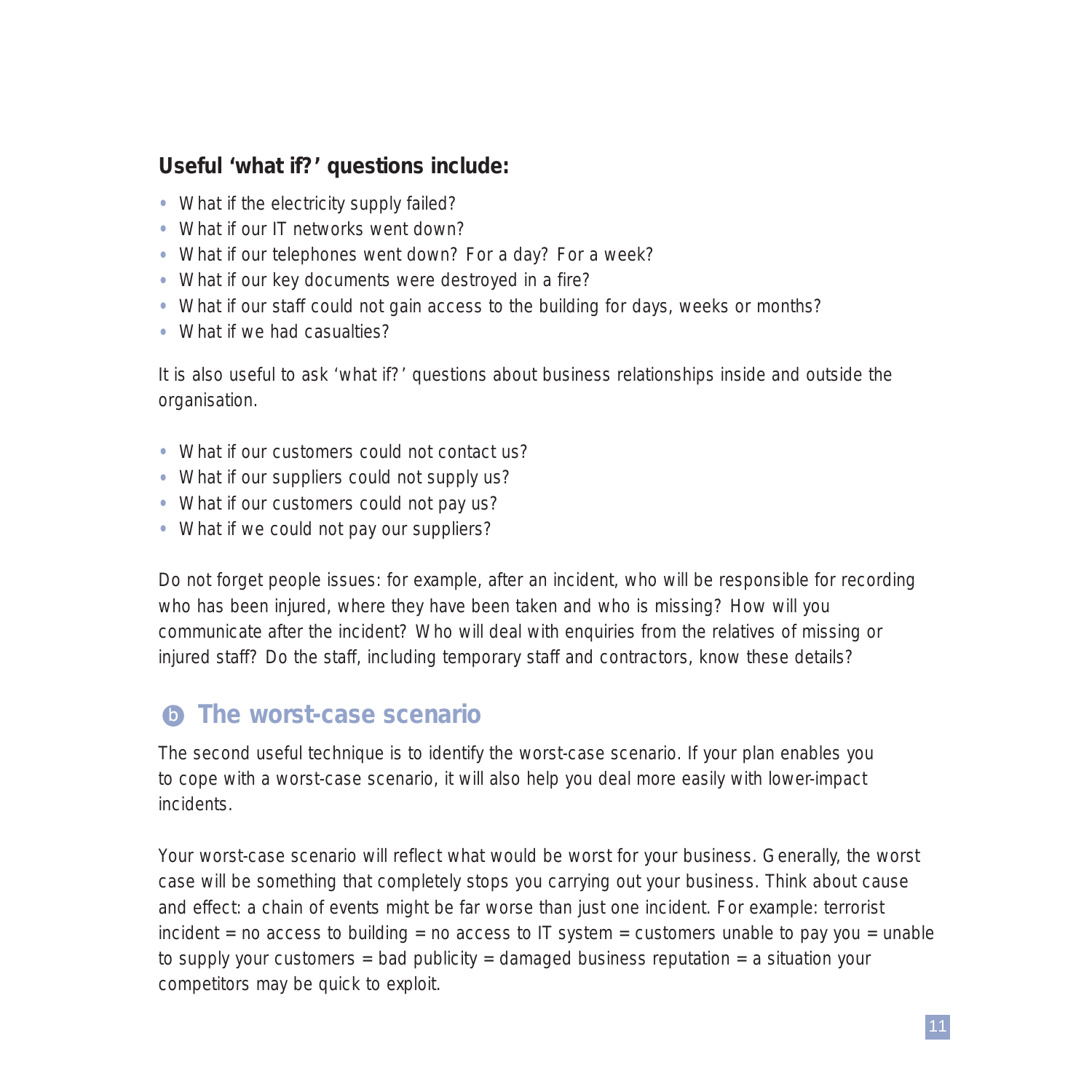**Useful 'what if?' questions include:**

- What if the electricity supply failed?
- What if our IT networks went down?
- What if our telephones went down? For a day? For a week?
- What if our key documents were destroyed in a fire?
- What if our staff could not gain access to the building for days, weeks or months?
- What if we had casualties?

It is also useful to ask 'what if?' questions about business relationships inside and outside the organisation.

- What if our customers could not contact us?
- What if our suppliers could not supply us?
- What if our customers could not pay us?
- What if we could not pay our suppliers?

Do not forget people issues: for example, after an incident, who will be responsible for recording who has been injured, where they have been taken and who is missing? How will you communicate after the incident? Who will deal with enquiries from the relatives of missing or injured staff? Do the staff, including temporary staff and contractors, know these details?

## b The worst-case scenario

The second useful technique is to identify the worst-case scenario. If your plan enables you to cope with a worst-case scenario, it will also help you deal more easily with lower-impact incidents.

Your worst-case scenario will reflect what would be worst for your business. Generally, the worst case will be something that completely stops you carrying out your business. Think about cause and effect: a chain of events might be far worse than just one incident. For example: terrorist incident = no access to building = no access to IT system = customers unable to pay you = unable to supply your customers = bad publicity = damaged business reputation = a situation your competitors may be quick to exploit.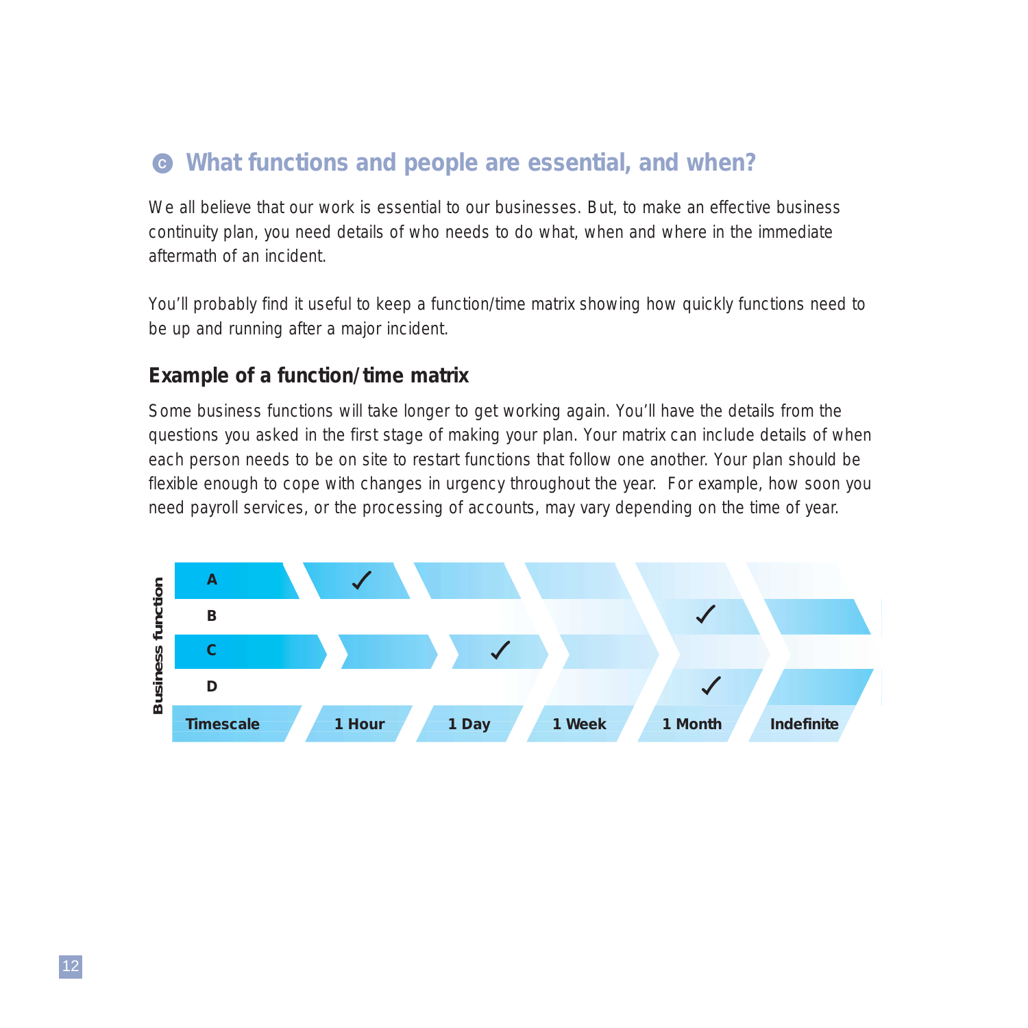## C What functions and people are essential, and when?

We all believe that our work is essential to our businesses. But, to make an effective business continuity plan, you need details of who needs to do what, when and where in the immediate aftermath of an incident.

You'll probably find it useful to keep a function/time matrix showing how quickly functions need to be up and running after a major incident.

### Example of a function/time matrix

Some business functions will take longer to get working again. You'll have the details from the questions you asked in the first stage of making your plan. Your matrix can include details of when each person needs to be on site to restart functions that follow one another. Your plan should be flexible enough to cope with changes in urgency throughout the year. For example, how soon you need payroll services, or the processing of accounts, may vary depending on the time of year.

| Business function | 1 Hour | 1 Day | 1 Week | 1 Month | Indefinite |
|---|---|---|---|---|---|
| A | ✓ | | | | |
| B | | | | ✓ | |
| C | | ✓ | | | |
| D | | | | ✓ | |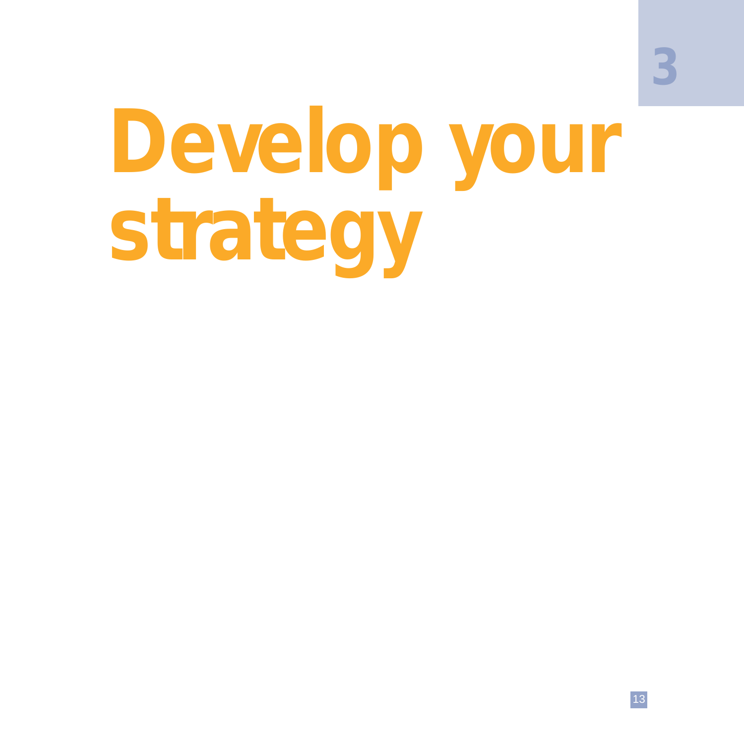# 3

# Develop your strategy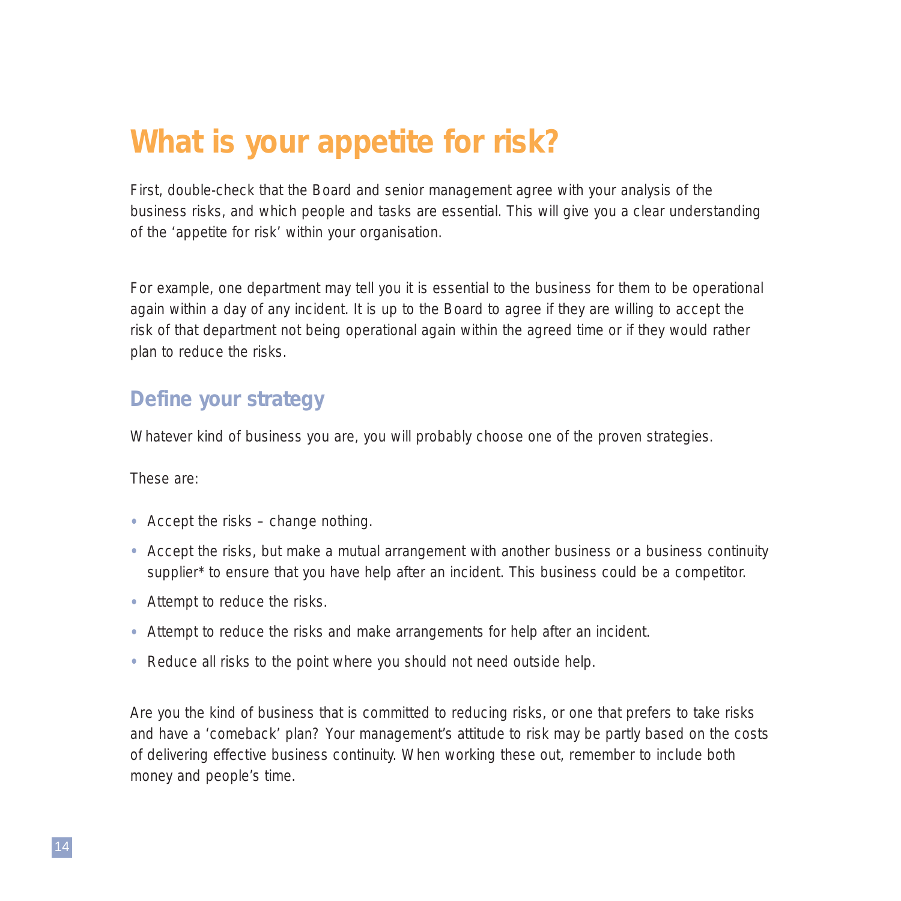# What is your appetite for risk?

First, double-check that the Board and senior management agree with your analysis of the business risks, and which people and tasks are essential. This will give you a clear understanding of the 'appetite for risk' within your organisation.

For example, one department may tell you it is essential to the business for them to be operational again within a day of any incident. It is up to the Board to agree if they are willing to accept the risk of that department not being operational again within the agreed time or if they would rather plan to reduce the risks.

## Define your strategy

Whatever kind of business you are, you will probably choose one of the proven strategies.

These are:

- Accept the risks – change nothing.
- Accept the risks, but make a mutual arrangement with another business or a business continuity supplier* to ensure that you have help after an incident. This business could be a competitor.
- Attempt to reduce the risks.
- Attempt to reduce the risks and make arrangements for help after an incident.
- Reduce all risks to the point where you should not need outside help.

Are you the kind of business that is committed to reducing risks, or one that prefers to take risks and have a 'comeback' plan? Your management's attitude to risk may be partly based on the costs of delivering effective business continuity. When working these out, remember to include both money and people's time.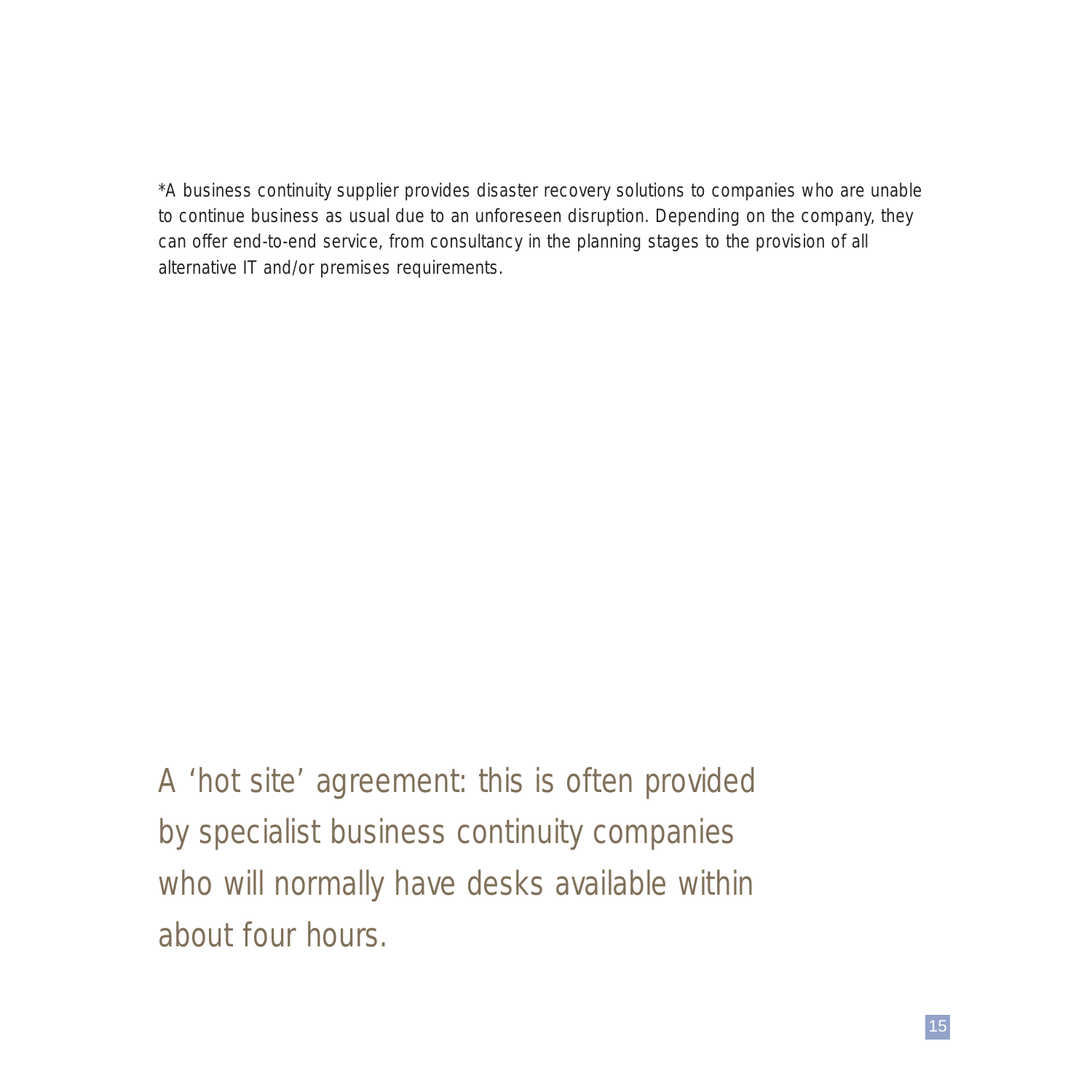*A business continuity supplier provides disaster recovery solutions to companies who are unable to continue business as usual due to an unforeseen disruption. Depending on the company, they can offer end-to-end service, from consultancy in the planning stages to the provision of all alternative IT and/or premises requirements.

A 'hot site' agreement: this is often provided by specialist business continuity companies who will normally have desks available within about four hours.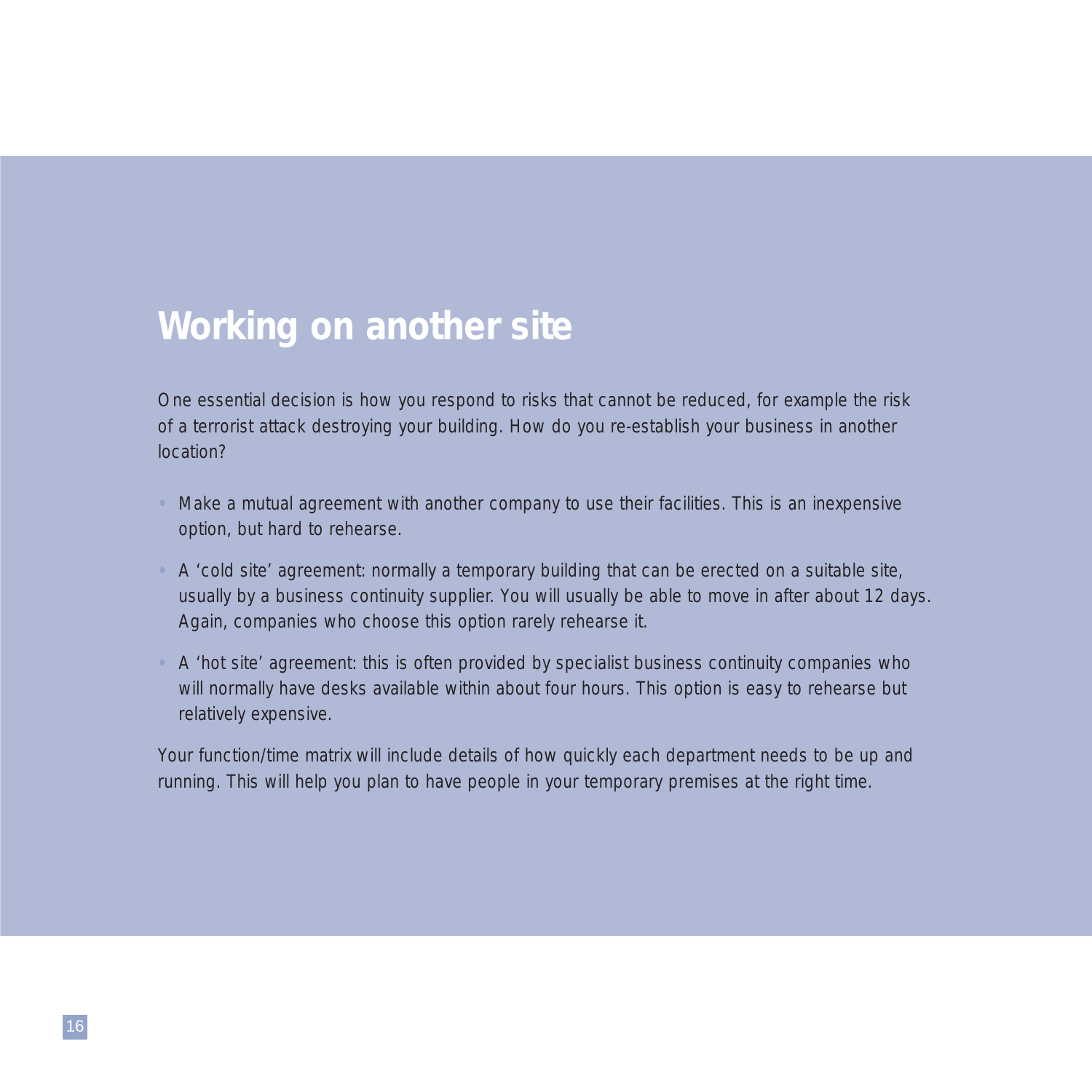# Working on another site

One essential decision is how you respond to risks that cannot be reduced, for example the risk of a terrorist attack destroying your building. How do you re-establish your business in another location?

- Make a mutual agreement with another company to use their facilities. This is an inexpensive option, but hard to rehearse.
- A 'cold site' agreement: normally a temporary building that can be erected on a suitable site, usually by a business continuity supplier. You will usually be able to move in after about 12 days. Again, companies who choose this option rarely rehearse it.
- A 'hot site' agreement: this is often provided by specialist business continuity companies who will normally have desks available within about four hours. This option is easy to rehearse but relatively expensive.

Your function/time matrix will include details of how quickly each department needs to be up and running. This will help you plan to have people in your temporary premises at the right time.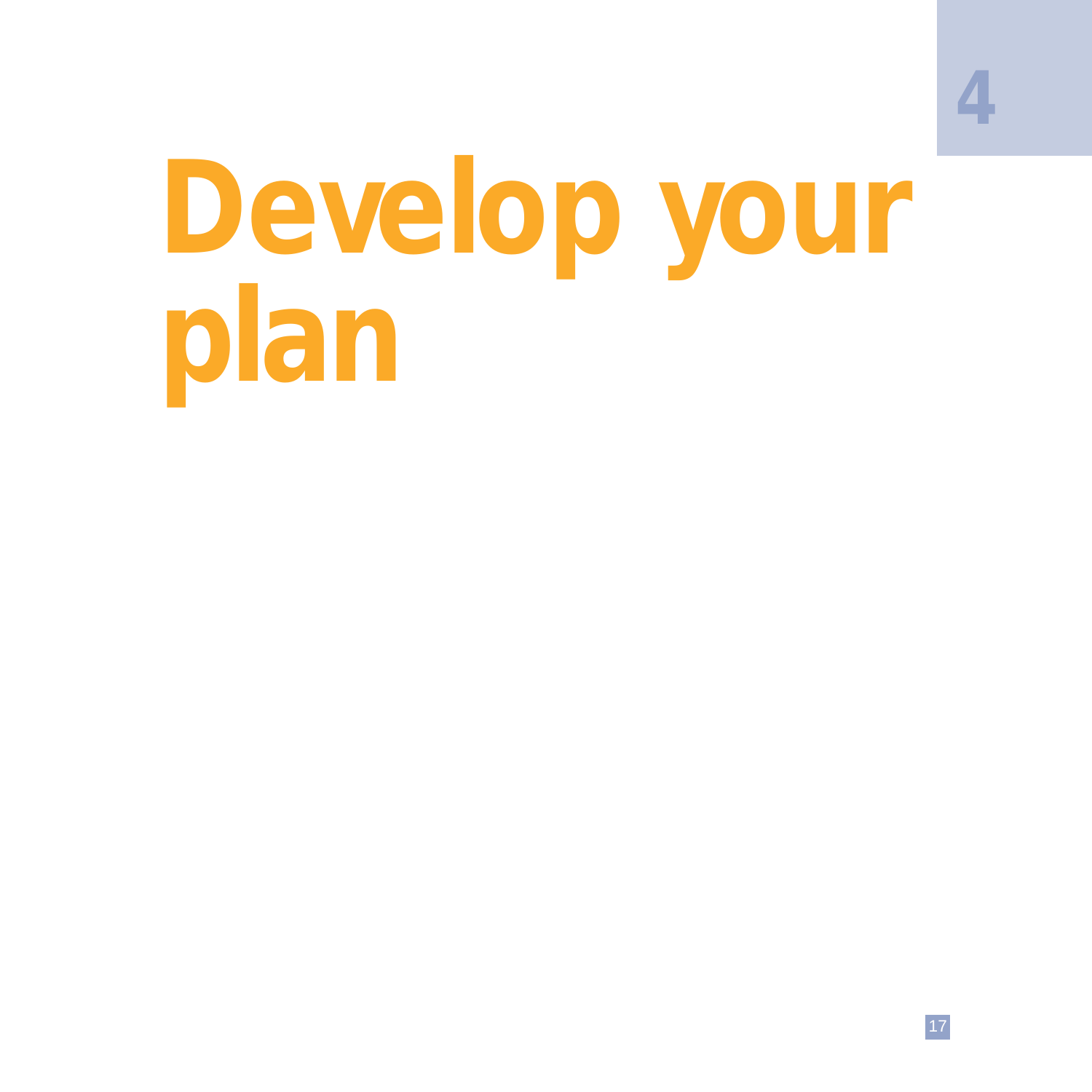4

# Develop your plan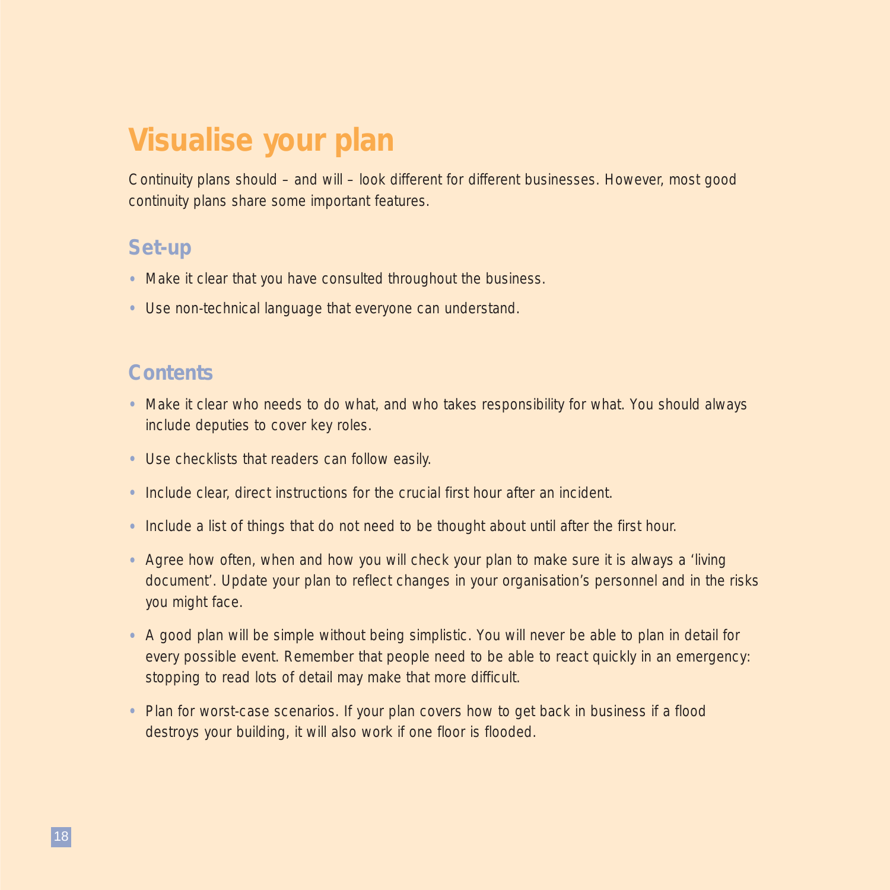# Visualise your plan

Continuity plans should – and will – look different for different businesses. However, most good continuity plans share some important features.

## Set-up

- Make it clear that you have consulted throughout the business.
- Use non-technical language that everyone can understand.

## Contents

- Make it clear who needs to do what, and who takes responsibility for what. You should always include deputies to cover key roles.
- Use checklists that readers can follow easily.
- Include clear, direct instructions for the crucial first hour after an incident.
- Include a list of things that do not need to be thought about until after the first hour.
- Agree how often, when and how you will check your plan to make sure it is always a 'living document'. Update your plan to reflect changes in your organisation's personnel and in the risks you might face.
- A good plan will be simple without being simplistic. You will never be able to plan in detail for every possible event. Remember that people need to be able to react quickly in an emergency: stopping to read lots of detail may make that more difficult.
- Plan for worst-case scenarios. If your plan covers how to get back in business if a flood destroys your building, it will also work if one floor is flooded.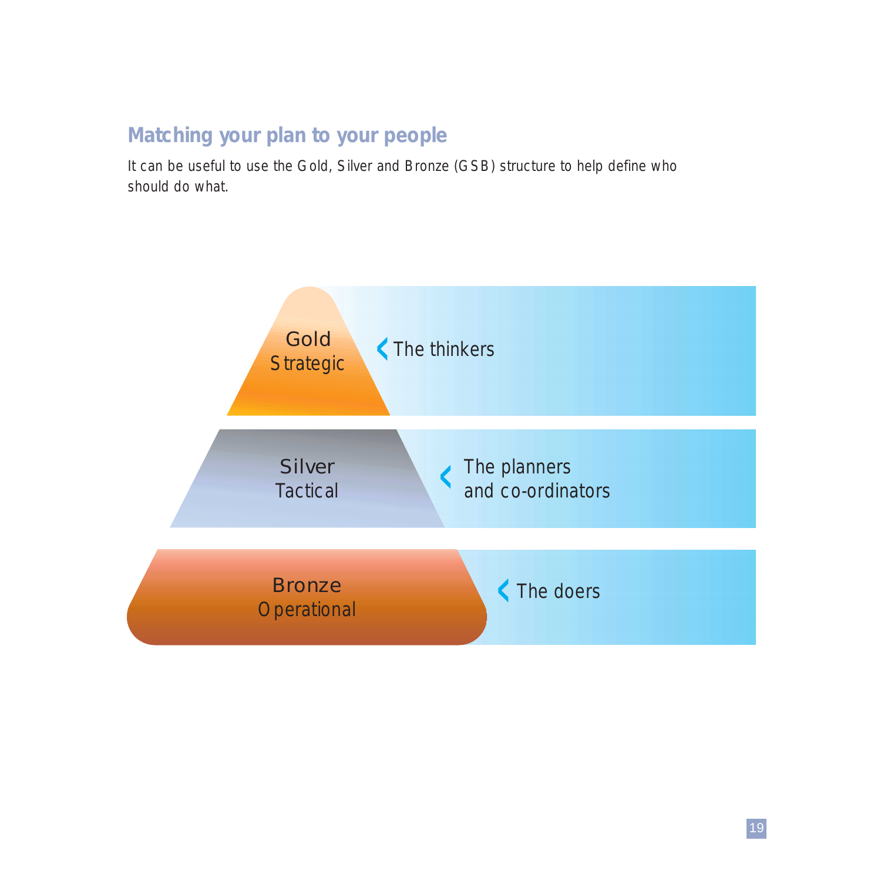## Matching your plan to your people

It can be useful to use the Gold, Silver and Bronze (GSB) structure to help define who should do what.

| Level | Role |
|---|---|
| Gold – Strategic | The thinkers |
| Silver – Tactical | The planners and co-ordinators |
| Bronze – Operational | The doers |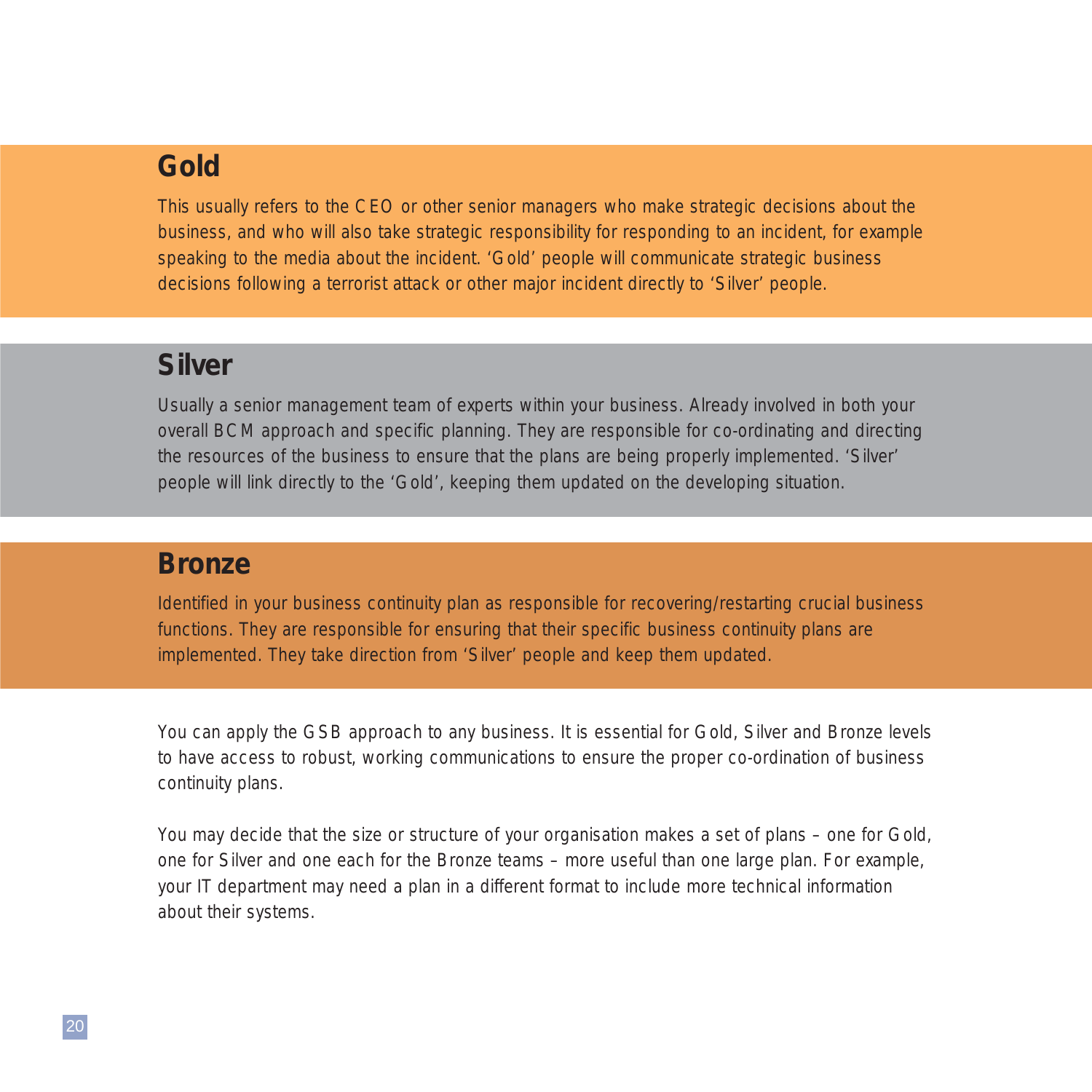## Gold

This usually refers to the CEO or other senior managers who make strategic decisions about the business, and who will also take strategic responsibility for responding to an incident, for example speaking to the media about the incident. 'Gold' people will communicate strategic business decisions following a terrorist attack or other major incident directly to 'Silver' people.

## Silver

Usually a senior management team of experts within your business. Already involved in both your overall BCM approach and specific planning. They are responsible for co-ordinating and directing the resources of the business to ensure that the plans are being properly implemented. 'Silver' people will link directly to the 'Gold', keeping them updated on the developing situation.

## Bronze

Identified in your business continuity plan as responsible for recovering/restarting crucial business functions. They are responsible for ensuring that their specific business continuity plans are implemented. They take direction from 'Silver' people and keep them updated.

You can apply the GSB approach to any business. It is essential for Gold, Silver and Bronze levels to have access to robust, working communications to ensure the proper co-ordination of business continuity plans.

You may decide that the size or structure of your organisation makes a set of plans – one for Gold, one for Silver and one each for the Bronze teams – more useful than one large plan. For example, your IT department may need a plan in a different format to include more technical information about their systems.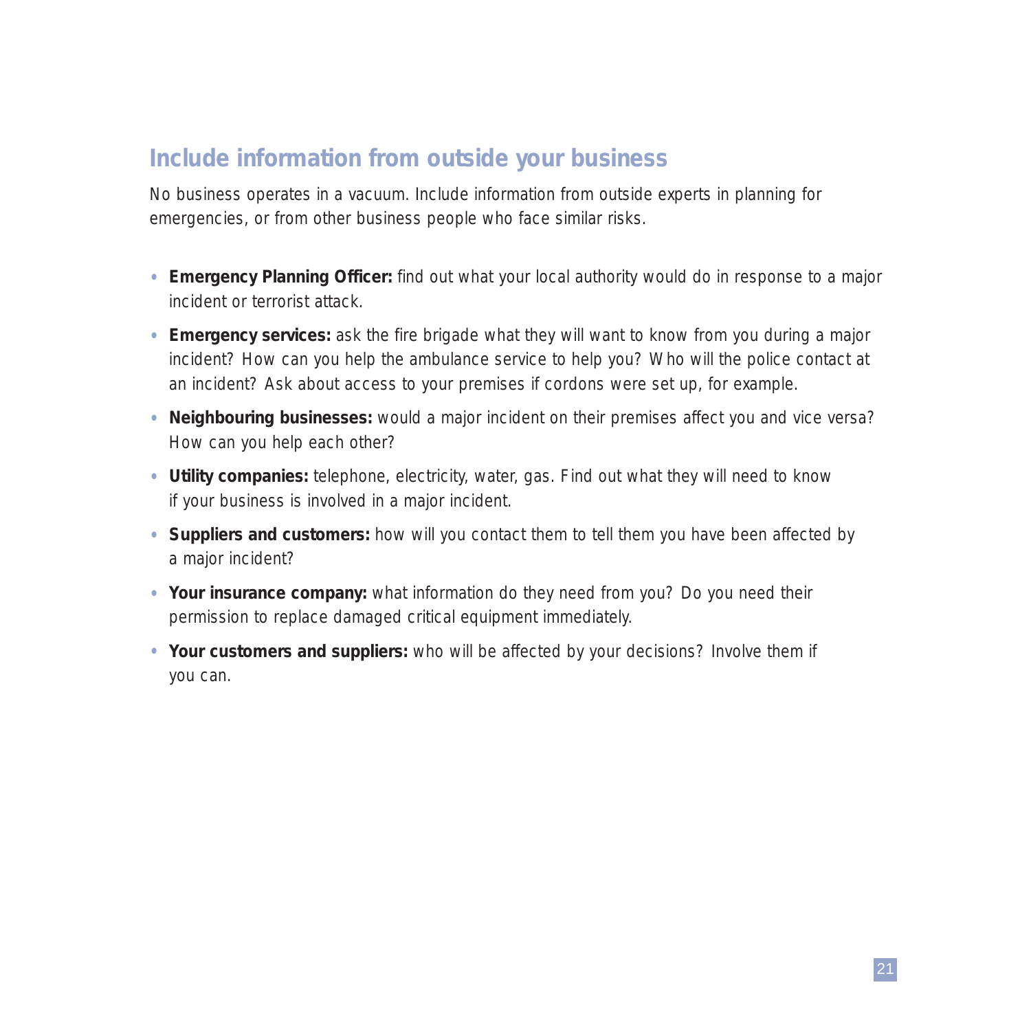## Include information from outside your business

No business operates in a vacuum. Include information from outside experts in planning for emergencies, or from other business people who face similar risks.

- **Emergency Planning Officer:** find out what your local authority would do in response to a major incident or terrorist attack.
- **Emergency services:** ask the fire brigade what they will want to know from you during a major incident? How can you help the ambulance service to help you? Who will the police contact at an incident? Ask about access to your premises if cordons were set up, for example.
- **Neighbouring businesses:** would a major incident on their premises affect you and vice versa? How can you help each other?
- **Utility companies:** telephone, electricity, water, gas. Find out what they will need to know if your business is involved in a major incident.
- **Suppliers and customers:** how will you contact them to tell them you have been affected by a major incident?
- **Your insurance company:** what information do they need from you? Do you need their permission to replace damaged critical equipment immediately.
- **Your customers and suppliers:** who will be affected by your decisions? Involve them if you can.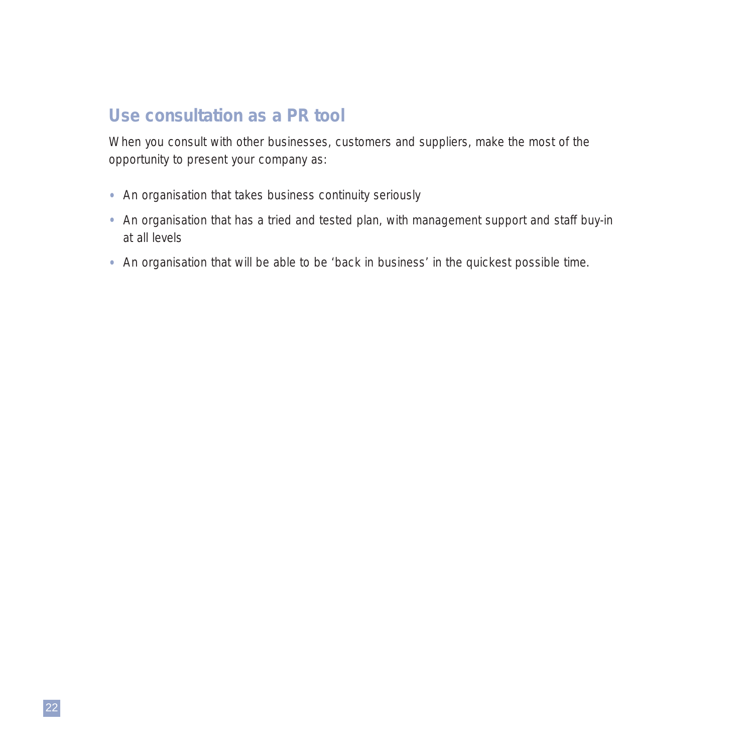## Use consultation as a PR tool

When you consult with other businesses, customers and suppliers, make the most of the opportunity to present your company as:

- An organisation that takes business continuity seriously
- An organisation that has a tried and tested plan, with management support and staff buy-in at all levels
- An organisation that will be able to be 'back in business' in the quickest possible time.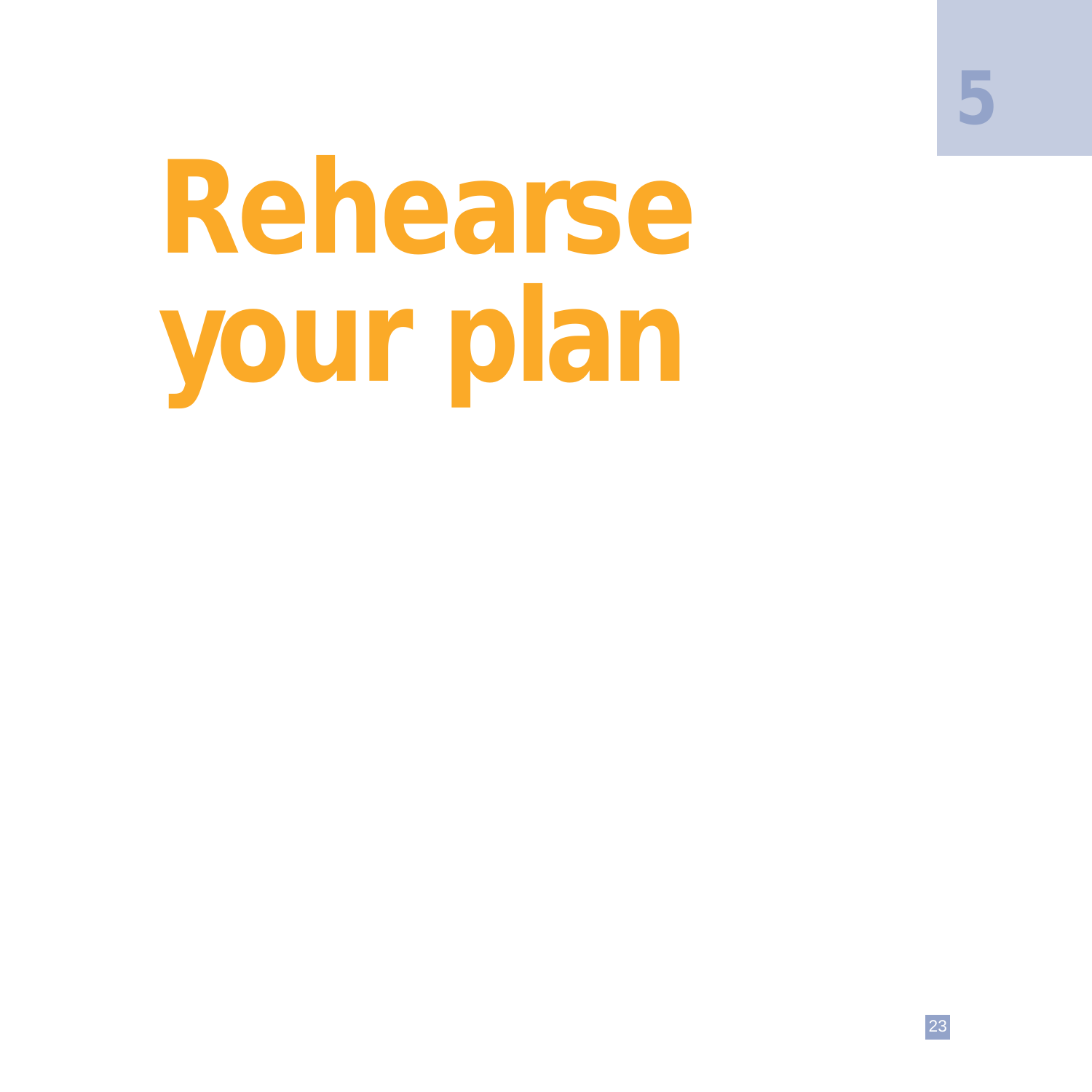5

# Rehearse your plan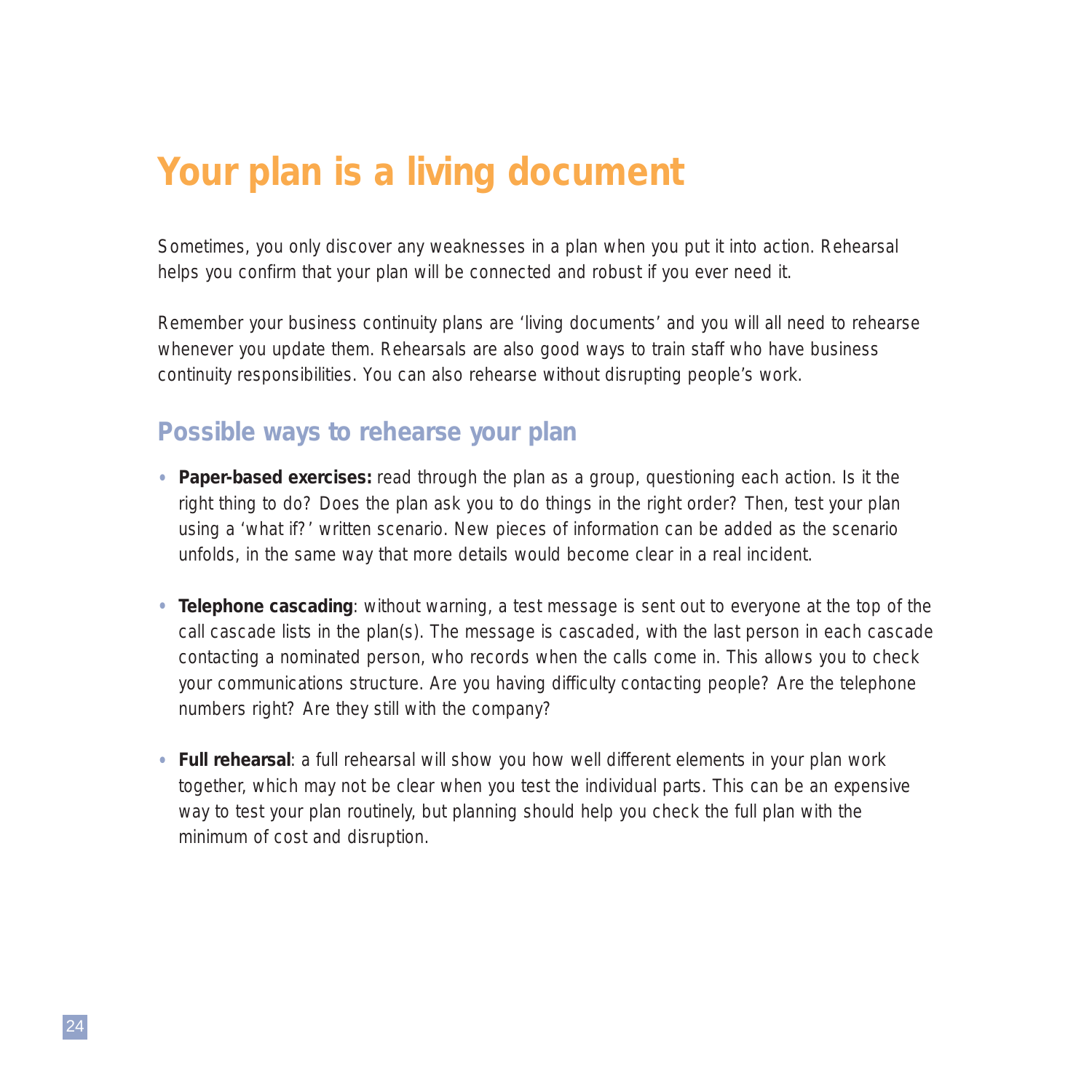# Your plan is a living document

Sometimes, you only discover any weaknesses in a plan when you put it into action. Rehearsal helps you confirm that your plan will be connected and robust if you ever need it.

Remember your business continuity plans are 'living documents' and you will all need to rehearse whenever you update them. Rehearsals are also good ways to train staff who have business continuity responsibilities. You can also rehearse without disrupting people's work.

## Possible ways to rehearse your plan

- **Paper-based exercises:** read through the plan as a group, questioning each action. Is it the right thing to do? Does the plan ask you to do things in the right order? Then, test your plan using a 'what if?' written scenario. New pieces of information can be added as the scenario unfolds, in the same way that more details would become clear in a real incident.

- **Telephone cascading**: without warning, a test message is sent out to everyone at the top of the call cascade lists in the plan(s). The message is cascaded, with the last person in each cascade contacting a nominated person, who records when the calls come in. This allows you to check your communications structure. Are you having difficulty contacting people? Are the telephone numbers right? Are they still with the company?

- **Full rehearsal**: a full rehearsal will show you how well different elements in your plan work together, which may not be clear when you test the individual parts. This can be an expensive way to test your plan routinely, but planning should help you check the full plan with the minimum of cost and disruption.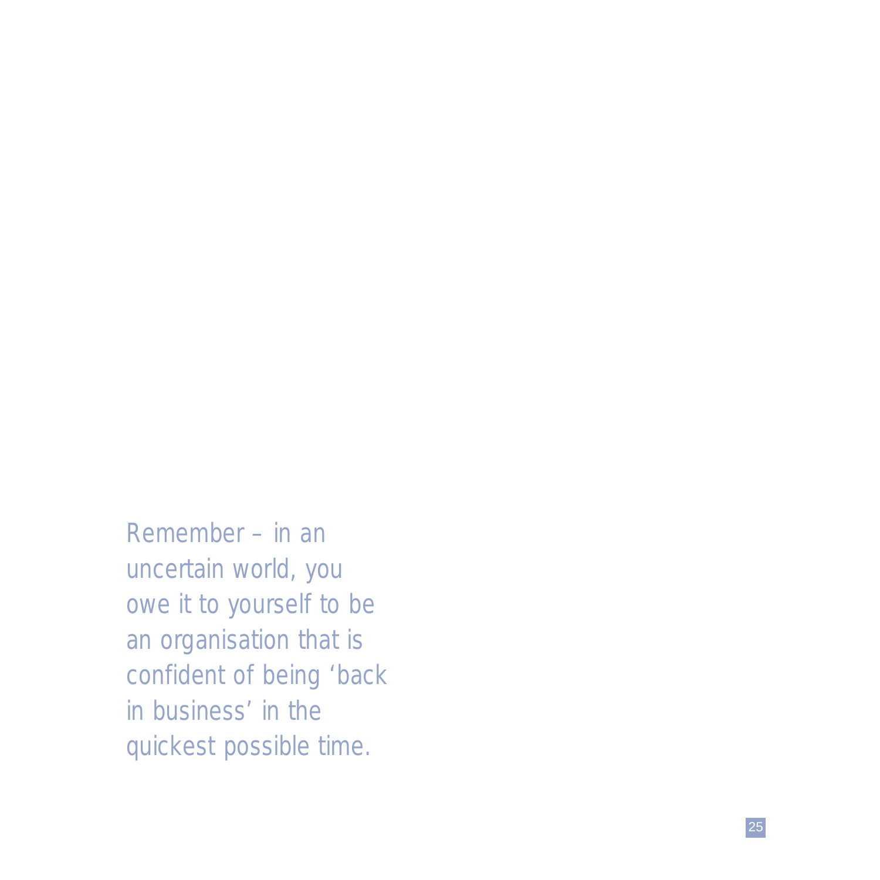Remember – in an uncertain world, you owe it to yourself to be an organisation that is confident of being ‘back in business’ in the quickest possible time.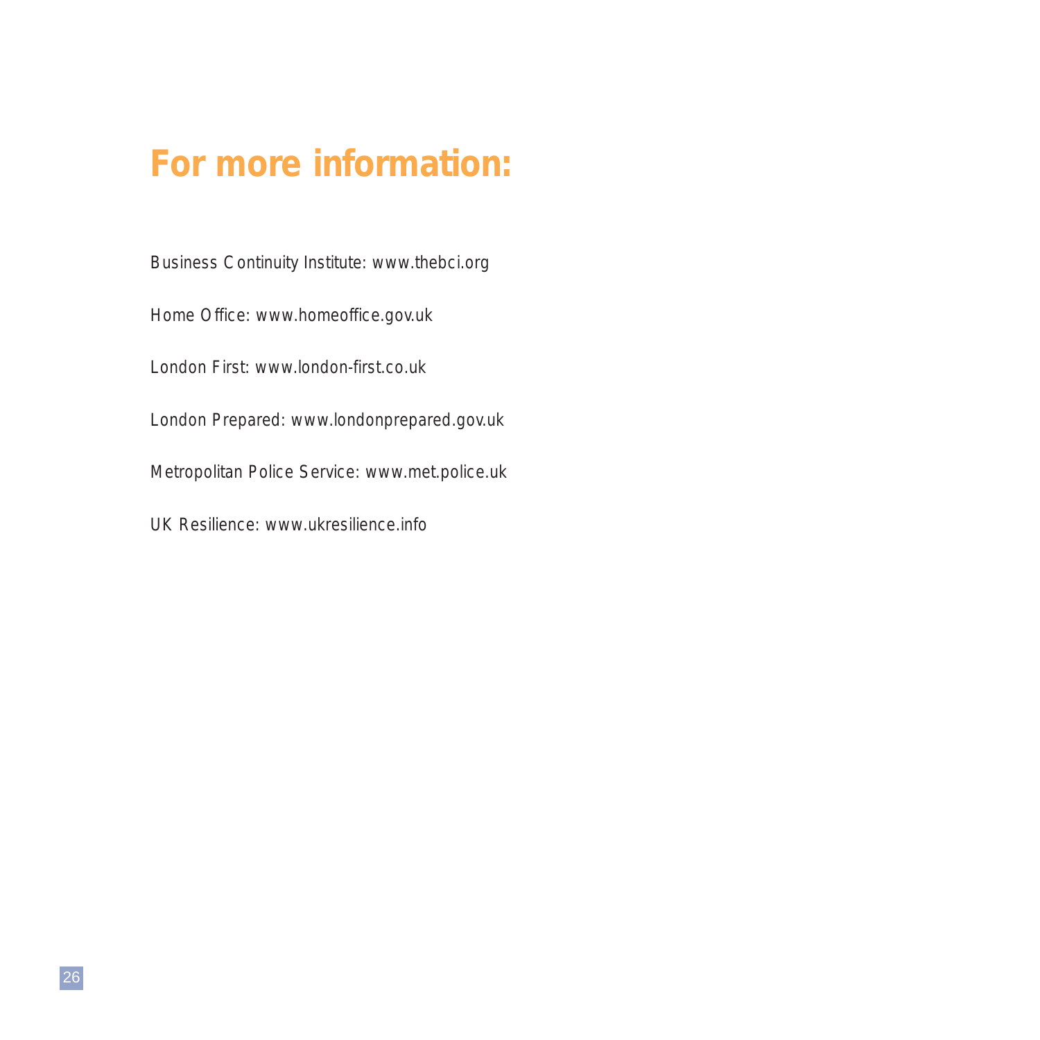# For more information:

Business Continuity Institute: www.thebci.org

Home Office: www.homeoffice.gov.uk

London First: www.london-first.co.uk

London Prepared: www.londonprepared.gov.uk

Metropolitan Police Service: www.met.police.uk

UK Resilience: www.ukresilience.info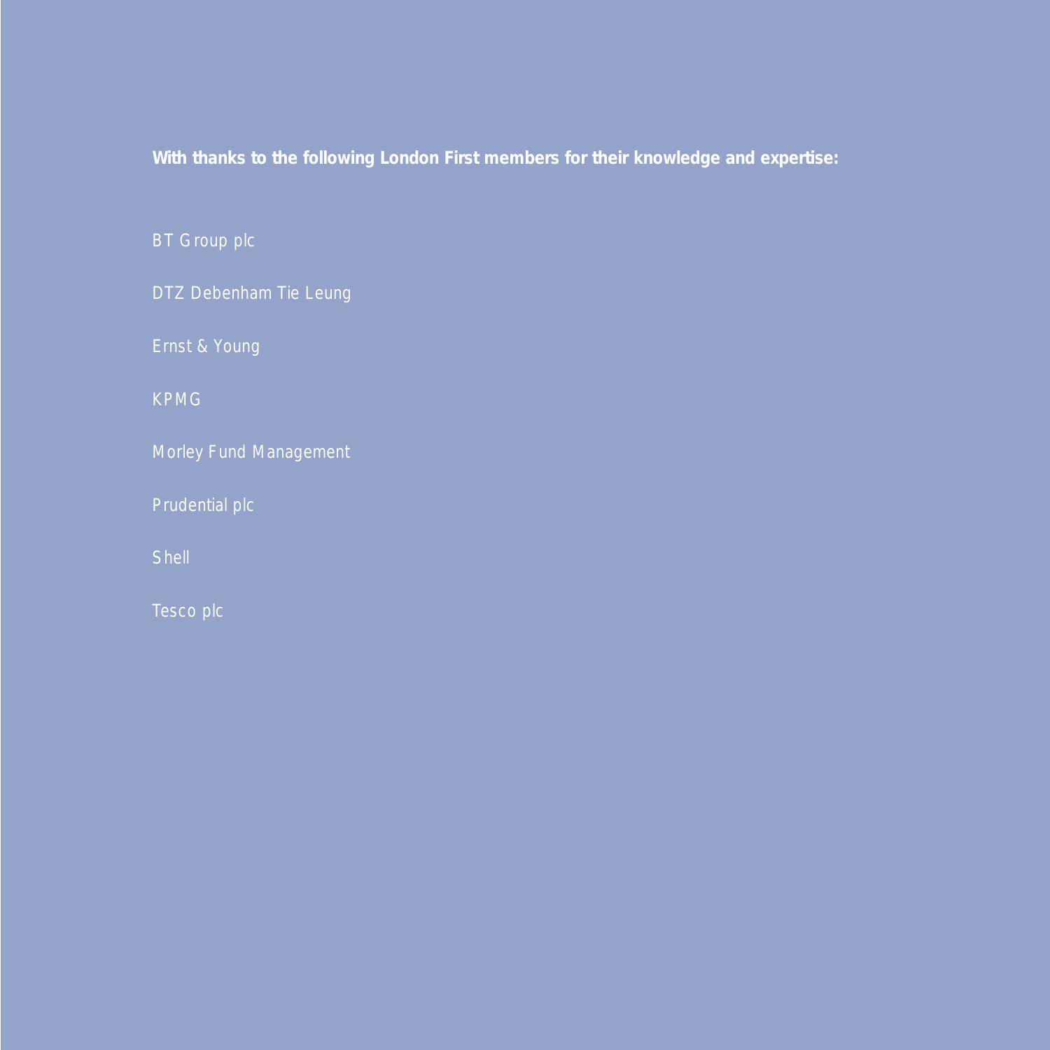**With thanks to the following London First members for their knowledge and expertise:**

BT Group plc

DTZ Debenham Tie Leung

Ernst & Young

KPMG

Morley Fund Management

Prudential plc

Shell

Tesco plc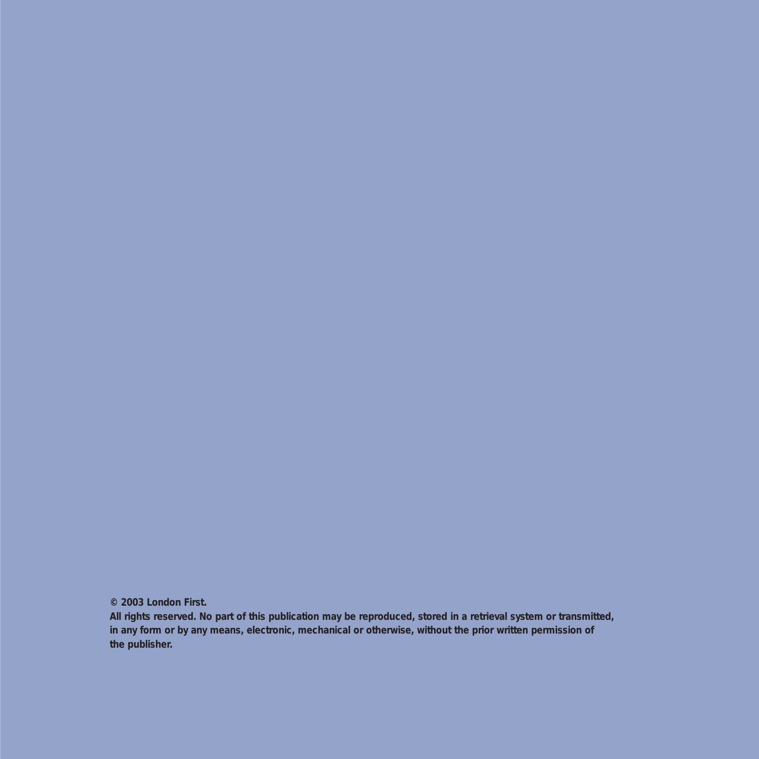**© 2003 London First.**

**All rights reserved. No part of this publication may be reproduced, stored in a retrieval system or transmitted, in any form or by any means, electronic, mechanical or otherwise, without the prior written permission of the publisher.**